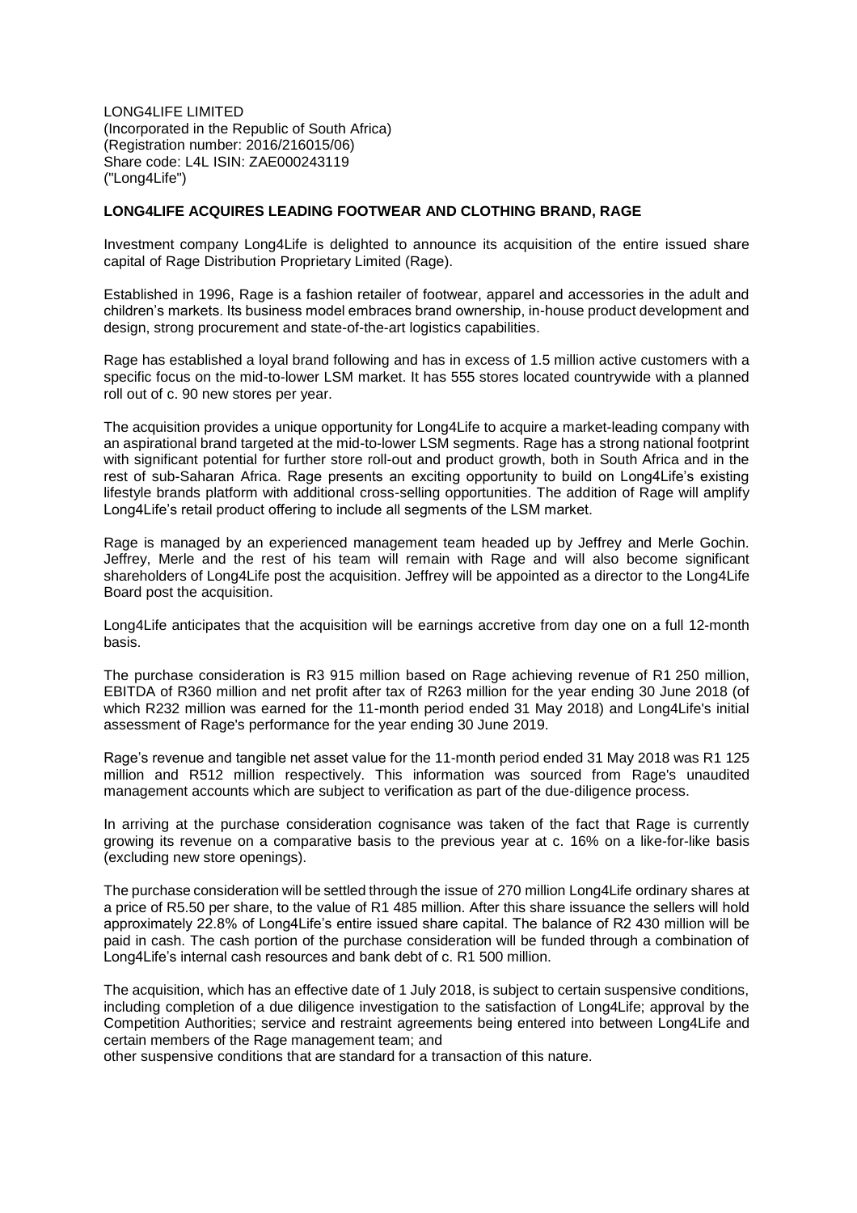LONG4LIFE LIMITED
(Incorporated in the Republic of South Africa)
(Registration number: 2016/216015/06)
Share code: L4L ISIN: ZAE000243119
("Long4Life")

**LONG4LIFE ACQUIRES LEADING FOOTWEAR AND CLOTHING BRAND, RAGE**

Investment company Long4Life is delighted to announce its acquisition of the entire issued share capital of Rage Distribution Proprietary Limited (Rage).

Established in 1996, Rage is a fashion retailer of footwear, apparel and accessories in the adult and children's markets. Its business model embraces brand ownership, in-house product development and design, strong procurement and state-of-the-art logistics capabilities.

Rage has established a loyal brand following and has in excess of 1.5 million active customers with a specific focus on the mid-to-lower LSM market. It has 555 stores located countrywide with a planned roll out of c. 90 new stores per year.

The acquisition provides a unique opportunity for Long4Life to acquire a market-leading company with an aspirational brand targeted at the mid-to-lower LSM segments. Rage has a strong national footprint with significant potential for further store roll-out and product growth, both in South Africa and in the rest of sub-Saharan Africa. Rage presents an exciting opportunity to build on Long4Life's existing lifestyle brands platform with additional cross-selling opportunities. The addition of Rage will amplify Long4Life's retail product offering to include all segments of the LSM market.

Rage is managed by an experienced management team headed up by Jeffrey and Merle Gochin. Jeffrey, Merle and the rest of his team will remain with Rage and will also become significant shareholders of Long4Life post the acquisition. Jeffrey will be appointed as a director to the Long4Life Board post the acquisition.

Long4Life anticipates that the acquisition will be earnings accretive from day one on a full 12-month basis.

The purchase consideration is R3 915 million based on Rage achieving revenue of R1 250 million, EBITDA of R360 million and net profit after tax of R263 million for the year ending 30 June 2018 (of which R232 million was earned for the 11-month period ended 31 May 2018) and Long4Life's initial assessment of Rage's performance for the year ending 30 June 2019.

Rage's revenue and tangible net asset value for the 11-month period ended 31 May 2018 was R1 125 million and R512 million respectively. This information was sourced from Rage's unaudited management accounts which are subject to verification as part of the due-diligence process.

In arriving at the purchase consideration cognisance was taken of the fact that Rage is currently growing its revenue on a comparative basis to the previous year at c. 16% on a like-for-like basis (excluding new store openings).

The purchase consideration will be settled through the issue of 270 million Long4Life ordinary shares at a price of R5.50 per share, to the value of R1 485 million. After this share issuance the sellers will hold approximately 22.8% of Long4Life's entire issued share capital. The balance of R2 430 million will be paid in cash. The cash portion of the purchase consideration will be funded through a combination of Long4Life's internal cash resources and bank debt of c. R1 500 million.

The acquisition, which has an effective date of 1 July 2018, is subject to certain suspensive conditions, including completion of a due diligence investigation to the satisfaction of Long4Life; approval by the Competition Authorities; service and restraint agreements being entered into between Long4Life and certain members of the Rage management team; and
other suspensive conditions that are standard for a transaction of this nature.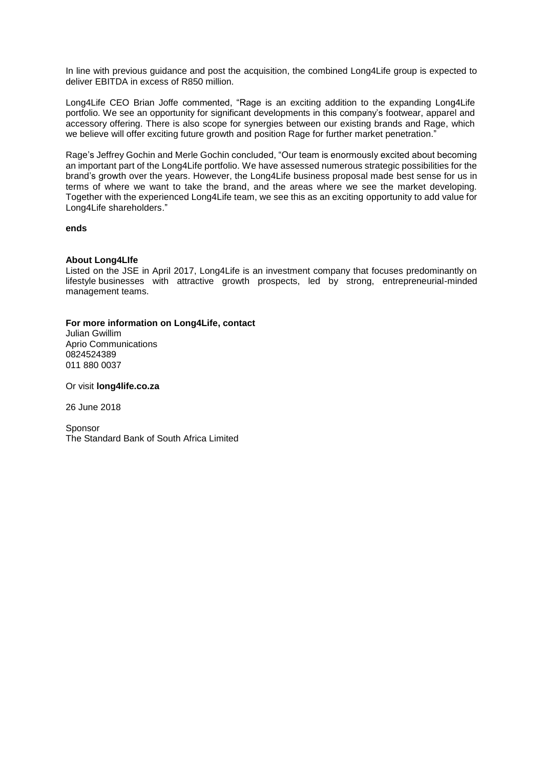In line with previous guidance and post the acquisition, the combined Long4Life group is expected to deliver EBITDA in excess of R850 million.

Long4Life CEO Brian Joffe commented, "Rage is an exciting addition to the expanding Long4Life portfolio. We see an opportunity for significant developments in this company's footwear, apparel and accessory offering. There is also scope for synergies between our existing brands and Rage, which we believe will offer exciting future growth and position Rage for further market penetration."

Rage's Jeffrey Gochin and Merle Gochin concluded, "Our team is enormously excited about becoming an important part of the Long4Life portfolio. We have assessed numerous strategic possibilities for the brand's growth over the years. However, the Long4Life business proposal made best sense for us in terms of where we want to take the brand, and the areas where we see the market developing. Together with the experienced Long4Life team, we see this as an exciting opportunity to add value for Long4Life shareholders."

**ends**

**About Long4LIfe**

Listed on the JSE in April 2017, Long4Life is an investment company that focuses predominantly on lifestyle businesses with attractive growth prospects, led by strong, entrepreneurial-minded management teams.

**For more information on Long4Life, contact**

Julian Gwillim
Aprio Communications
0824524389
011 880 0037

Or visit **long4life.co.za**

26 June 2018

Sponsor
The Standard Bank of South Africa Limited